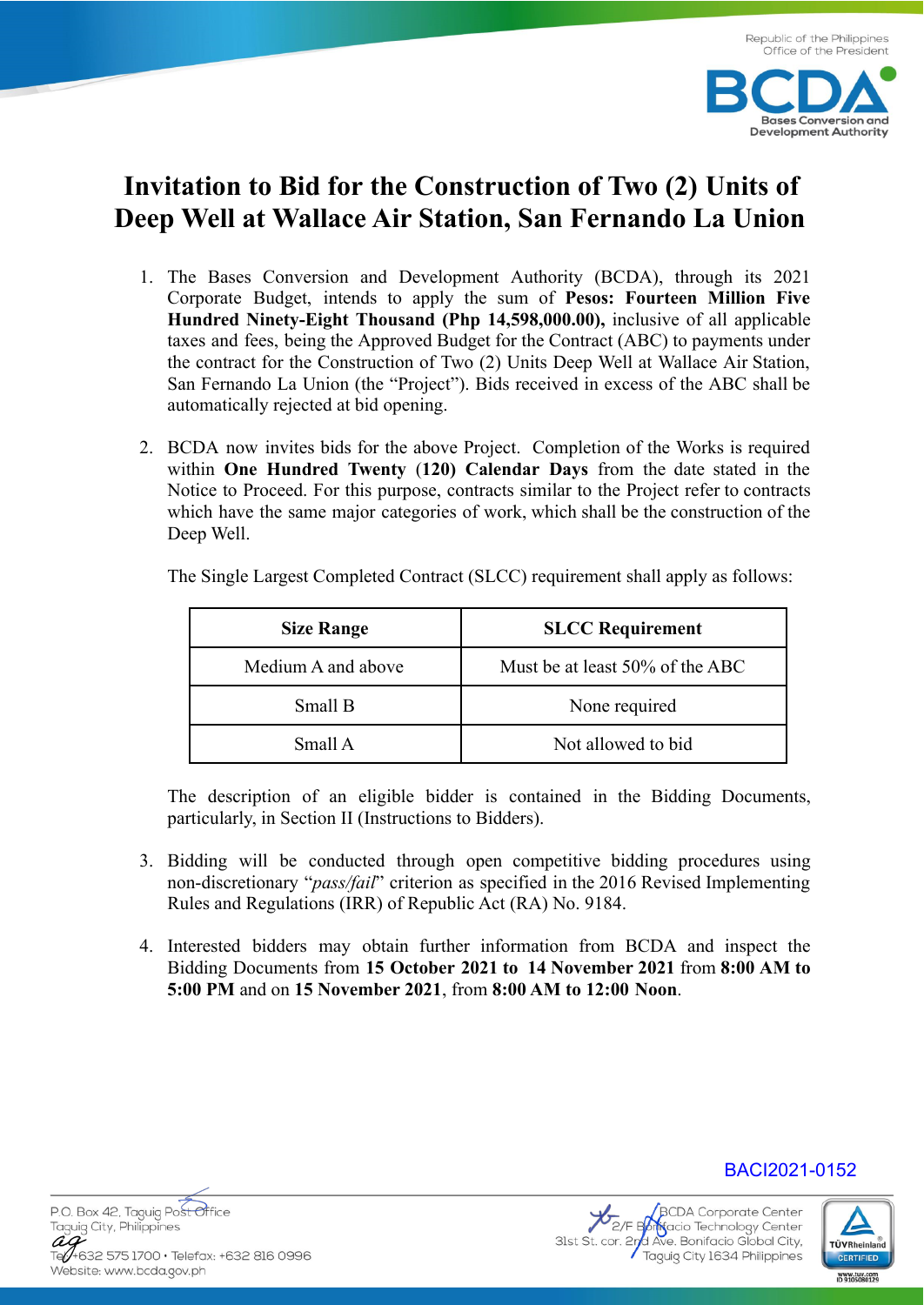# Invitation to Bid for the Construction of Two (2) Units of Deep Well at Wallace Air Station, San Fernando La Union

1. The Bases Conversion and Development Authority (BCDA), through its 2021 Corporate Budget, intends to apply the sum of **Pesos: Fourteen Million Five Hundred Ninety-Eight Thousand (Php 14,598,000.00),** inclusive of all applicable taxes and fees, being the Approved Budget for the Contract (ABC) to payments under the contract for the Construction of Two (2) Units Deep Well at Wallace Air Station, San Fernando La Union (the "Project"). Bids received in excess of the ABC shall be automatically rejected at bid opening.

2. BCDA now invites bids for the above Project. Completion of the Works is required within **One Hundred Twenty (120) Calendar Days** from the date stated in the Notice to Proceed. For this purpose, contracts similar to the Project refer to contracts which have the same major categories of work, which shall be the construction of the Deep Well.

   The Single Largest Completed Contract (SLCC) requirement shall apply as follows:

   | Size Range | SLCC Requirement |
   |---|---|
   | Medium A and above | Must be at least 50% of the ABC |
   | Small B | None required |
   | Small A | Not allowed to bid |

   The description of an eligible bidder is contained in the Bidding Documents, particularly, in Section II (Instructions to Bidders).

3. Bidding will be conducted through open competitive bidding procedures using non-discretionary "*pass/fail*" criterion as specified in the 2016 Revised Implementing Rules and Regulations (IRR) of Republic Act (RA) No. 9184.

4. Interested bidders may obtain further information from BCDA and inspect the Bidding Documents from **15 October 2021 to 14 November 2021** from **8:00 AM to 5:00 PM** and on **15 November 2021**, from **8:00 AM to 12:00 Noon**.

BACI2021-0152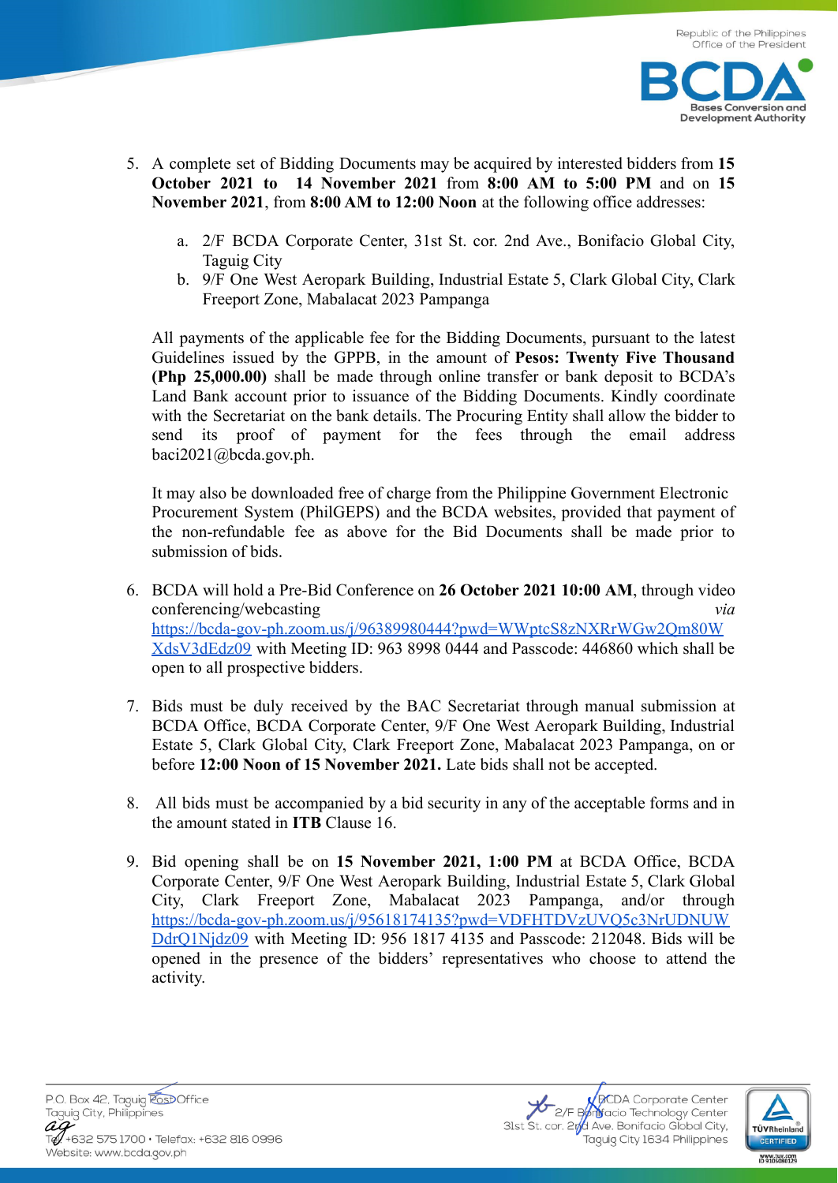5. A complete set of Bidding Documents may be acquired by interested bidders from **15 October 2021 to 14 November 2021** from **8:00 AM to 5:00 PM** and on **15 November 2021**, from **8:00 AM to 12:00 Noon** at the following office addresses:

    a. 2/F BCDA Corporate Center, 31st St. cor. 2nd Ave., Bonifacio Global City, Taguig City
    b. 9/F One West Aeropark Building, Industrial Estate 5, Clark Global City, Clark Freeport Zone, Mabalacat 2023 Pampanga

    All payments of the applicable fee for the Bidding Documents, pursuant to the latest Guidelines issued by the GPPB, in the amount of **Pesos: Twenty Five Thousand (Php 25,000.00)** shall be made through online transfer or bank deposit to BCDA's Land Bank account prior to issuance of the Bidding Documents. Kindly coordinate with the Secretariat on the bank details. The Procuring Entity shall allow the bidder to send its proof of payment for the fees through the email address baci2021@bcda.gov.ph.

    It may also be downloaded free of charge from the Philippine Government Electronic Procurement System (PhilGEPS) and the BCDA websites, provided that payment of the non-refundable fee as above for the Bid Documents shall be made prior to submission of bids.

6. BCDA will hold a Pre-Bid Conference on **26 October 2021 10:00 AM**, through video conferencing/webcasting *via* https://bcda-gov-ph.zoom.us/j/96389980444?pwd=WWptcS8zNXRrWGw2Qm80WXdsV3dEdz09 with Meeting ID: 963 8998 0444 and Passcode: 446860 which shall be open to all prospective bidders.

7. Bids must be duly received by the BAC Secretariat through manual submission at BCDA Office, BCDA Corporate Center, 9/F One West Aeropark Building, Industrial Estate 5, Clark Global City, Clark Freeport Zone, Mabalacat 2023 Pampanga, on or before **12:00 Noon of 15 November 2021.** Late bids shall not be accepted.

8. All bids must be accompanied by a bid security in any of the acceptable forms and in the amount stated in **ITB** Clause 16.

9. Bid opening shall be on **15 November 2021, 1:00 PM** at BCDA Office, BCDA Corporate Center, 9/F One West Aeropark Building, Industrial Estate 5, Clark Global City, Clark Freeport Zone, Mabalacat 2023 Pampanga, and/or through https://bcda-gov-ph.zoom.us/j/95618174135?pwd=VDFHTDVzUVQ5c3NrUDNUWDdrQ1Njdz09 with Meeting ID: 956 1817 4135 and Passcode: 212048. Bids will be opened in the presence of the bidders' representatives who choose to attend the activity.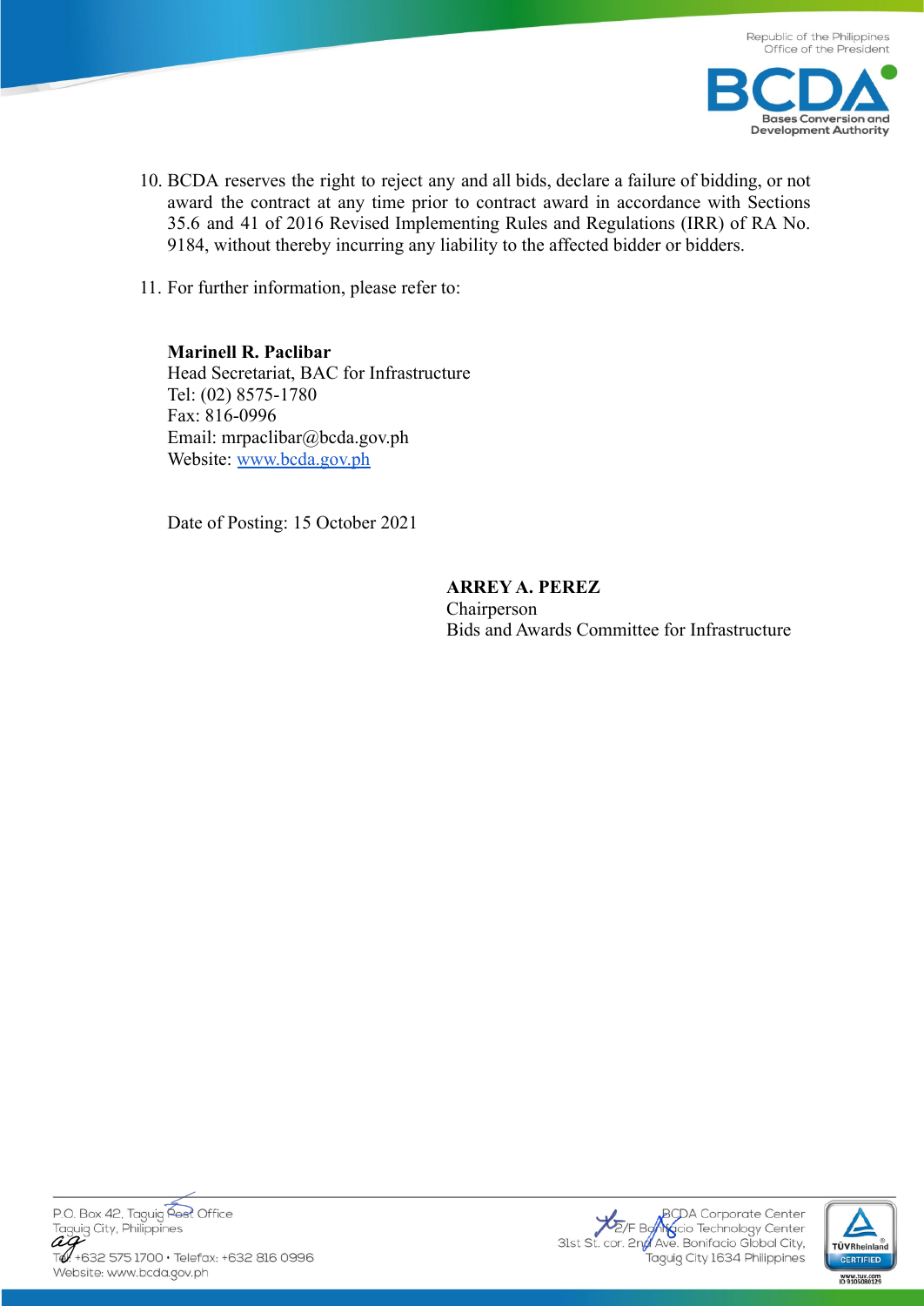10. BCDA reserves the right to reject any and all bids, declare a failure of bidding, or not award the contract at any time prior to contract award in accordance with Sections 35.6 and 41 of 2016 Revised Implementing Rules and Regulations (IRR) of RA No. 9184, without thereby incurring any liability to the affected bidder or bidders.

11. For further information, please refer to:

**Marinell R. Paclibar**
Head Secretariat, BAC for Infrastructure
Tel: (02) 8575-1780
Fax: 816-0996
Email: mrpaclibar@bcda.gov.ph
Website: [www.bcda.gov.ph](www.bcda.gov.ph)

Date of Posting: 15 October 2021

**ARREY A. PEREZ**
Chairperson
Bids and Awards Committee for Infrastructure